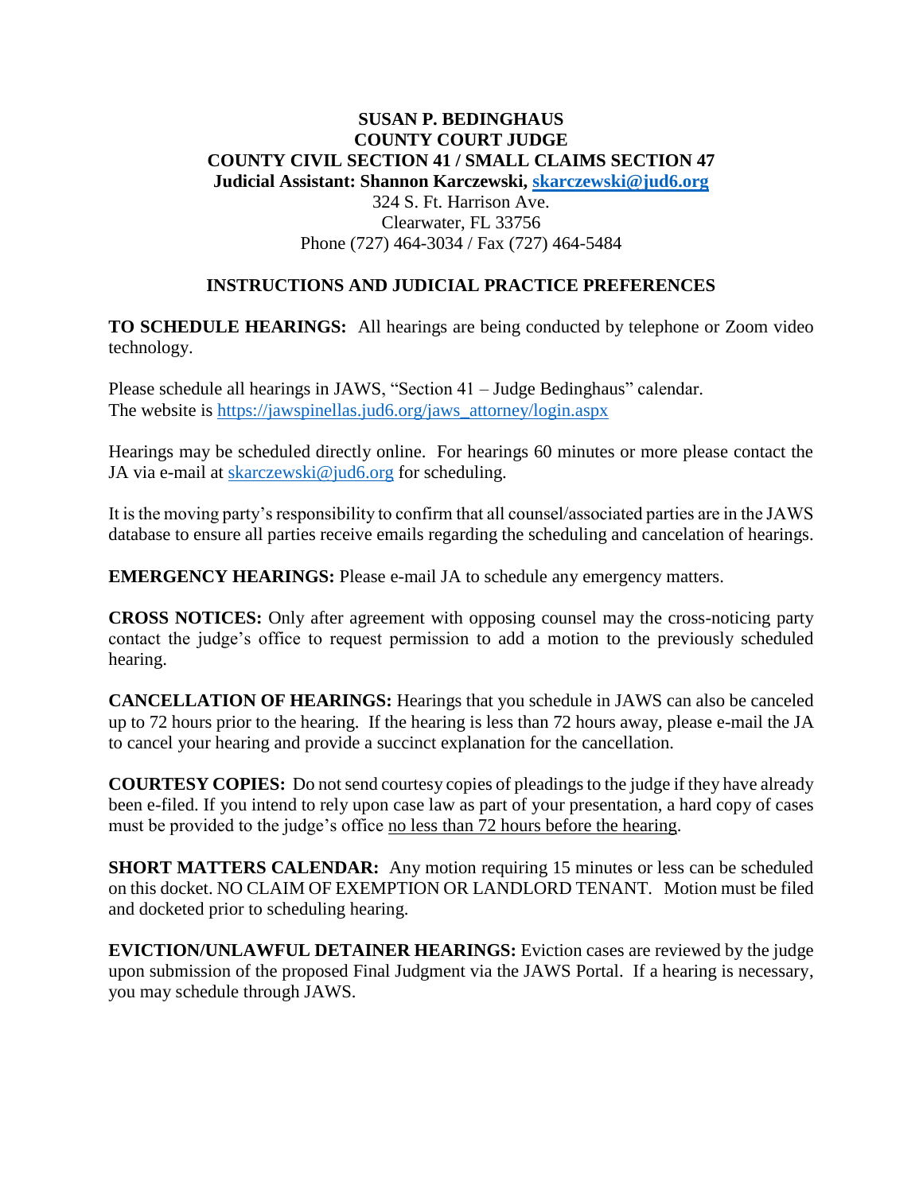**SUSAN P. BEDINGHAUS**
**COUNTY COURT JUDGE**
**COUNTY CIVIL SECTION 41 / SMALL CLAIMS SECTION 47**
**Judicial Assistant: Shannon Karczewski, skarczewski@jud6.org**
324 S. Ft. Harrison Ave.
Clearwater, FL 33756
Phone (727) 464-3034 / Fax (727) 464-5484

## INSTRUCTIONS AND JUDICIAL PRACTICE PREFERENCES

**TO SCHEDULE HEARINGS:** All hearings are being conducted by telephone or Zoom video technology.

Please schedule all hearings in JAWS, "Section 41 – Judge Bedinghaus" calendar.
The website is https://jawspinellas.jud6.org/jaws_attorney/login.aspx

Hearings may be scheduled directly online. For hearings 60 minutes or more please contact the JA via e-mail at skarczewski@jud6.org for scheduling.

It is the moving party's responsibility to confirm that all counsel/associated parties are in the JAWS database to ensure all parties receive emails regarding the scheduling and cancelation of hearings.

**EMERGENCY HEARINGS:** Please e-mail JA to schedule any emergency matters.

**CROSS NOTICES:** Only after agreement with opposing counsel may the cross-noticing party contact the judge's office to request permission to add a motion to the previously scheduled hearing.

**CANCELLATION OF HEARINGS:** Hearings that you schedule in JAWS can also be canceled up to 72 hours prior to the hearing. If the hearing is less than 72 hours away, please e-mail the JA to cancel your hearing and provide a succinct explanation for the cancellation.

**COURTESY COPIES:** Do not send courtesy copies of pleadings to the judge if they have already been e-filed. If you intend to rely upon case law as part of your presentation, a hard copy of cases must be provided to the judge's office no less than 72 hours before the hearing.

**SHORT MATTERS CALENDAR:** Any motion requiring 15 minutes or less can be scheduled on this docket. NO CLAIM OF EXEMPTION OR LANDLORD TENANT. Motion must be filed and docketed prior to scheduling hearing.

**EVICTION/UNLAWFUL DETAINER HEARINGS:** Eviction cases are reviewed by the judge upon submission of the proposed Final Judgment via the JAWS Portal. If a hearing is necessary, you may schedule through JAWS.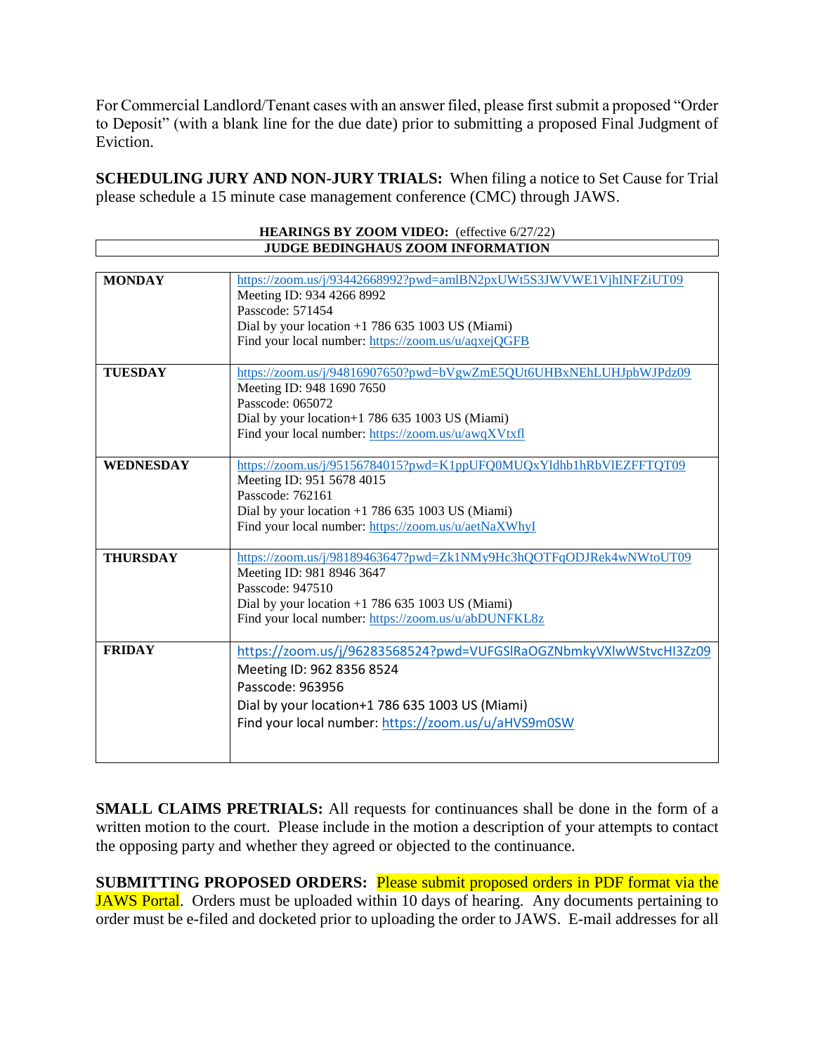For Commercial Landlord/Tenant cases with an answer filed, please first submit a proposed "Order to Deposit" (with a blank line for the due date) prior to submitting a proposed Final Judgment of Eviction.

**SCHEDULING JURY AND NON-JURY TRIALS:** When filing a notice to Set Cause for Trial please schedule a 15 minute case management conference (CMC) through JAWS.

**HEARINGS BY ZOOM VIDEO:** (effective 6/27/22)

**JUDGE BEDINGHAUS ZOOM INFORMATION**

| | |
|---|---|
| **MONDAY** | https://zoom.us/j/93442668992?pwd=amlBN2pxUWt5S3JWVWE1VjhINFZiUT09<br>Meeting ID: 934 4266 8992<br>Passcode: 571454<br>Dial by your location +1 786 635 1003 US (Miami)<br>Find your local number: https://zoom.us/u/aqxejQGFB |
| **TUESDAY** | https://zoom.us/j/94816907650?pwd=bVgwZmE5QUt6UHBxNEhLUHJpbWJPdz09<br>Meeting ID: 948 1690 7650<br>Passcode: 065072<br>Dial by your location+1 786 635 1003 US (Miami)<br>Find your local number: https://zoom.us/u/awqXVtxfl |
| **WEDNESDAY** | https://zoom.us/j/95156784015?pwd=K1ppUFQ0MUQxYldhb1hRbVlEZFFTQT09<br>Meeting ID: 951 5678 4015<br>Passcode: 762161<br>Dial by your location +1 786 635 1003 US (Miami)<br>Find your local number: https://zoom.us/u/aetNaXWhyI |
| **THURSDAY** | https://zoom.us/j/98189463647?pwd=Zk1NMy9Hc3hQOTFqODJRek4wNWtoUT09<br>Meeting ID: 981 8946 3647<br>Passcode: 947510<br>Dial by your location +1 786 635 1003 US (Miami)<br>Find your local number: https://zoom.us/u/abDUNFKL8z |
| **FRIDAY** | https://zoom.us/j/96283568524?pwd=VUFGSlRaOGZNbmkyVXlwWStvcHI3Zz09<br>Meeting ID: 962 8356 8524<br>Passcode: 963956<br>Dial by your location+1 786 635 1003 US (Miami)<br>Find your local number: https://zoom.us/u/aHVS9m0SW |

**SMALL CLAIMS PRETRIALS:** All requests for continuances shall be done in the form of a written motion to the court. Please include in the motion a description of your attempts to contact the opposing party and whether they agreed or objected to the continuance.

**SUBMITTING PROPOSED ORDERS:** Please submit proposed orders in PDF format via the JAWS Portal. Orders must be uploaded within 10 days of hearing. Any documents pertaining to order must be e-filed and docketed prior to uploading the order to JAWS. E-mail addresses for all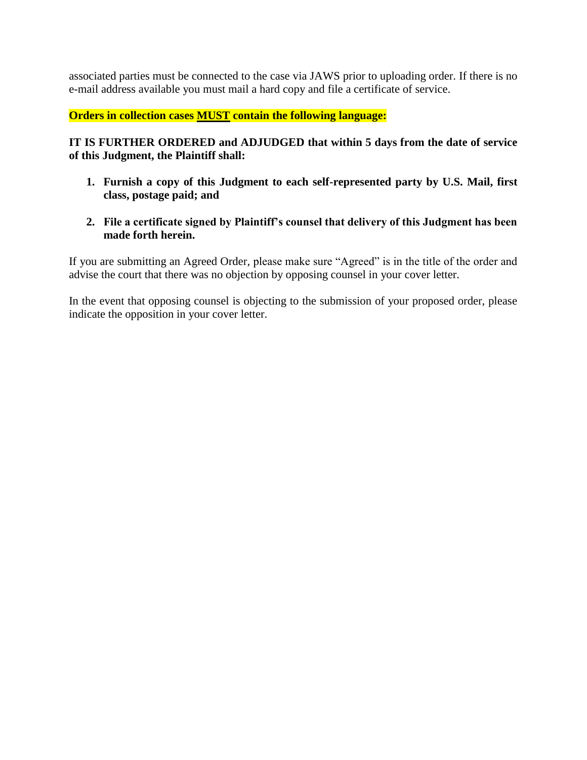associated parties must be connected to the case via JAWS prior to uploading order. If there is no e-mail address available you must mail a hard copy and file a certificate of service.

**Orders in collection cases MUST contain the following language:**

**IT IS FURTHER ORDERED and ADJUDGED that within 5 days from the date of service of this Judgment, the Plaintiff shall:**

1. **Furnish a copy of this Judgment to each self-represented party by U.S. Mail, first class, postage paid; and**
2. **File a certificate signed by Plaintiff's counsel that delivery of this Judgment has been made forth herein.**

If you are submitting an Agreed Order, please make sure "Agreed" is in the title of the order and advise the court that there was no objection by opposing counsel in your cover letter.

In the event that opposing counsel is objecting to the submission of your proposed order, please indicate the opposition in your cover letter.